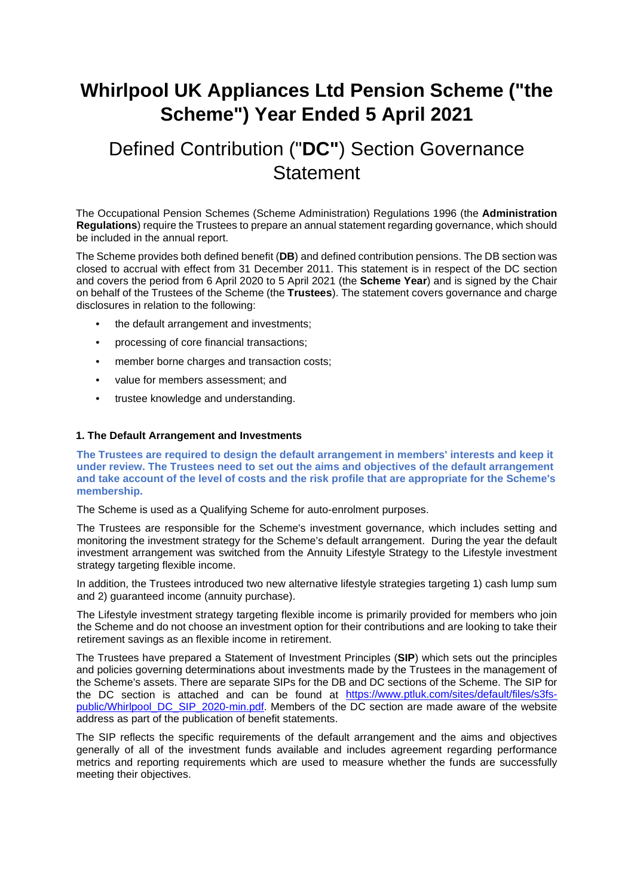# Whirlpool UK Appliances Ltd Pension Scheme ("the Scheme") Year Ended 5 April 2021

## Defined Contribution ("**DC"**) Section Governance Statement

The Occupational Pension Schemes (Scheme Administration) Regulations 1996 (the **Administration Regulations**) require the Trustees to prepare an annual statement regarding governance, which should be included in the annual report.

The Scheme provides both defined benefit (**DB**) and defined contribution pensions. The DB section was closed to accrual with effect from 31 December 2011. This statement is in respect of the DC section and covers the period from 6 April 2020 to 5 April 2021 (the **Scheme Year**) and is signed by the Chair on behalf of the Trustees of the Scheme (the **Trustees**). The statement covers governance and charge disclosures in relation to the following:

- the default arrangement and investments;
- processing of core financial transactions;
- member borne charges and transaction costs;
- value for members assessment; and
- trustee knowledge and understanding.

### 1. The Default Arrangement and Investments

**The Trustees are required to design the default arrangement in members' interests and keep it under review. The Trustees need to set out the aims and objectives of the default arrangement and take account of the level of costs and the risk profile that are appropriate for the Scheme's membership.**

The Scheme is used as a Qualifying Scheme for auto-enrolment purposes.

The Trustees are responsible for the Scheme's investment governance, which includes setting and monitoring the investment strategy for the Scheme's default arrangement. During the year the default investment arrangement was switched from the Annuity Lifestyle Strategy to the Lifestyle investment strategy targeting flexible income.

In addition, the Trustees introduced two new alternative lifestyle strategies targeting 1) cash lump sum and 2) guaranteed income (annuity purchase).

The Lifestyle investment strategy targeting flexible income is primarily provided for members who join the Scheme and do not choose an investment option for their contributions and are looking to take their retirement savings as an flexible income in retirement.

The Trustees have prepared a Statement of Investment Principles (**SIP**) which sets out the principles and policies governing determinations about investments made by the Trustees in the management of the Scheme's assets. There are separate SIPs for the DB and DC sections of the Scheme. The SIP for the DC section is attached and can be found at [https://www.ptluk.com/sites/default/files/s3fs-public/Whirlpool_DC_SIP_2020-min.pdf](https://www.ptluk.com/sites/default/files/s3fs-public/Whirlpool_DC_SIP_2020-min.pdf). Members of the DC section are made aware of the website address as part of the publication of benefit statements.

The SIP reflects the specific requirements of the default arrangement and the aims and objectives generally of all of the investment funds available and includes agreement regarding performance metrics and reporting requirements which are used to measure whether the funds are successfully meeting their objectives.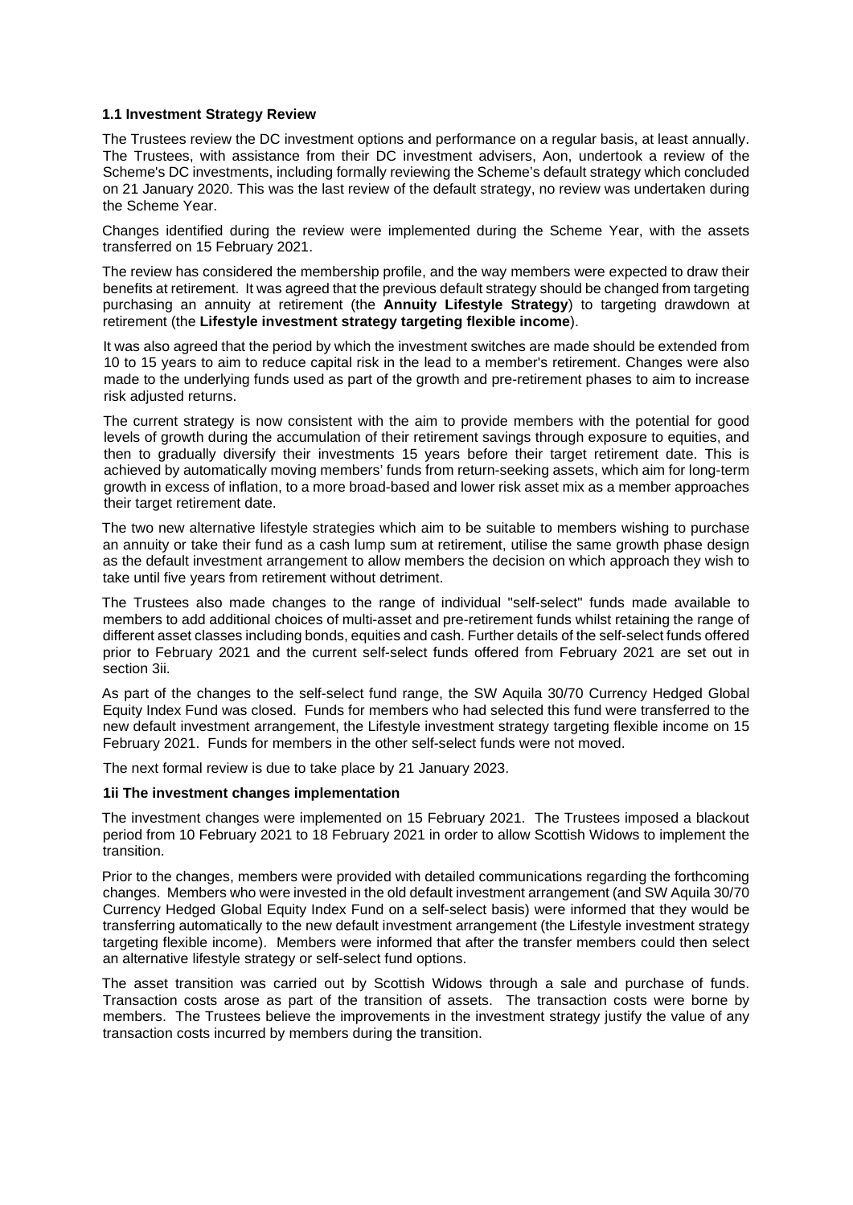### 1.1 Investment Strategy Review

The Trustees review the DC investment options and performance on a regular basis, at least annually. The Trustees, with assistance from their DC investment advisers, Aon, undertook a review of the Scheme's DC investments, including formally reviewing the Scheme's default strategy which concluded on 21 January 2020. This was the last review of the default strategy, no review was undertaken during the Scheme Year.

Changes identified during the review were implemented during the Scheme Year, with the assets transferred on 15 February 2021.

The review has considered the membership profile, and the way members were expected to draw their benefits at retirement. It was agreed that the previous default strategy should be changed from targeting purchasing an annuity at retirement (the **Annuity Lifestyle Strategy**) to targeting drawdown at retirement (the **Lifestyle investment strategy targeting flexible income**).

It was also agreed that the period by which the investment switches are made should be extended from 10 to 15 years to aim to reduce capital risk in the lead to a member's retirement. Changes were also made to the underlying funds used as part of the growth and pre-retirement phases to aim to increase risk adjusted returns.

The current strategy is now consistent with the aim to provide members with the potential for good levels of growth during the accumulation of their retirement savings through exposure to equities, and then to gradually diversify their investments 15 years before their target retirement date. This is achieved by automatically moving members' funds from return-seeking assets, which aim for long-term growth in excess of inflation, to a more broad-based and lower risk asset mix as a member approaches their target retirement date.

The two new alternative lifestyle strategies which aim to be suitable to members wishing to purchase an annuity or take their fund as a cash lump sum at retirement, utilise the same growth phase design as the default investment arrangement to allow members the decision on which approach they wish to take until five years from retirement without detriment.

The Trustees also made changes to the range of individual "self-select" funds made available to members to add additional choices of multi-asset and pre-retirement funds whilst retaining the range of different asset classes including bonds, equities and cash. Further details of the self-select funds offered prior to February 2021 and the current self-select funds offered from February 2021 are set out in section 3ii.

As part of the changes to the self-select fund range, the SW Aquila 30/70 Currency Hedged Global Equity Index Fund was closed. Funds for members who had selected this fund were transferred to the new default investment arrangement, the Lifestyle investment strategy targeting flexible income on 15 February 2021. Funds for members in the other self-select funds were not moved.

The next formal review is due to take place by 21 January 2023.

### 1ii The investment changes implementation

The investment changes were implemented on 15 February 2021. The Trustees imposed a blackout period from 10 February 2021 to 18 February 2021 in order to allow Scottish Widows to implement the transition.

Prior to the changes, members were provided with detailed communications regarding the forthcoming changes. Members who were invested in the old default investment arrangement (and SW Aquila 30/70 Currency Hedged Global Equity Index Fund on a self-select basis) were informed that they would be transferring automatically to the new default investment arrangement (the Lifestyle investment strategy targeting flexible income). Members were informed that after the transfer members could then select an alternative lifestyle strategy or self-select fund options.

The asset transition was carried out by Scottish Widows through a sale and purchase of funds. Transaction costs arose as part of the transition of assets. The transaction costs were borne by members. The Trustees believe the improvements in the investment strategy justify the value of any transaction costs incurred by members during the transition.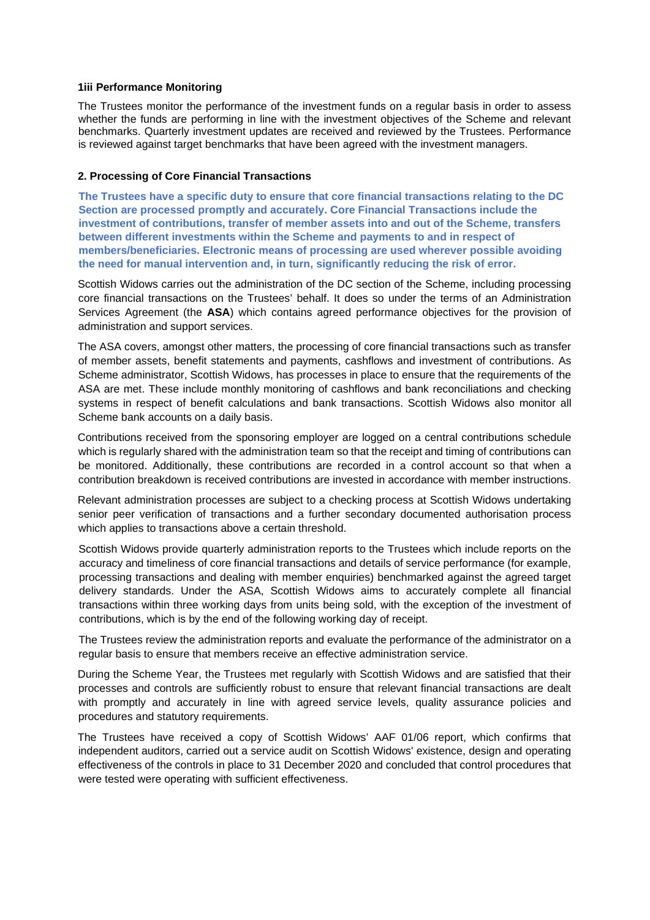### 1iii Performance Monitoring

The Trustees monitor the performance of the investment funds on a regular basis in order to assess whether the funds are performing in line with the investment objectives of the Scheme and relevant benchmarks. Quarterly investment updates are received and reviewed by the Trustees. Performance is reviewed against target benchmarks that have been agreed with the investment managers.

### 2. Processing of Core Financial Transactions

**The Trustees have a specific duty to ensure that core financial transactions relating to the DC Section are processed promptly and accurately. Core Financial Transactions include the investment of contributions, transfer of member assets into and out of the Scheme, transfers between different investments within the Scheme and payments to and in respect of members/beneficiaries. Electronic means of processing are used wherever possible avoiding the need for manual intervention and, in turn, significantly reducing the risk of error.**

Scottish Widows carries out the administration of the DC section of the Scheme, including processing core financial transactions on the Trustees' behalf. It does so under the terms of an Administration Services Agreement (the **ASA**) which contains agreed performance objectives for the provision of administration and support services.

The ASA covers, amongst other matters, the processing of core financial transactions such as transfer of member assets, benefit statements and payments, cashflows and investment of contributions. As Scheme administrator, Scottish Widows, has processes in place to ensure that the requirements of the ASA are met. These include monthly monitoring of cashflows and bank reconciliations and checking systems in respect of benefit calculations and bank transactions. Scottish Widows also monitor all Scheme bank accounts on a daily basis.

Contributions received from the sponsoring employer are logged on a central contributions schedule which is regularly shared with the administration team so that the receipt and timing of contributions can be monitored. Additionally, these contributions are recorded in a control account so that when a contribution breakdown is received contributions are invested in accordance with member instructions.

Relevant administration processes are subject to a checking process at Scottish Widows undertaking senior peer verification of transactions and a further secondary documented authorisation process which applies to transactions above a certain threshold.

Scottish Widows provide quarterly administration reports to the Trustees which include reports on the accuracy and timeliness of core financial transactions and details of service performance (for example, processing transactions and dealing with member enquiries) benchmarked against the agreed target delivery standards. Under the ASA, Scottish Widows aims to accurately complete all financial transactions within three working days from units being sold, with the exception of the investment of contributions, which is by the end of the following working day of receipt.

The Trustees review the administration reports and evaluate the performance of the administrator on a regular basis to ensure that members receive an effective administration service.

During the Scheme Year, the Trustees met regularly with Scottish Widows and are satisfied that their processes and controls are sufficiently robust to ensure that relevant financial transactions are dealt with promptly and accurately in line with agreed service levels, quality assurance policies and procedures and statutory requirements.

The Trustees have received a copy of Scottish Widows' AAF 01/06 report, which confirms that independent auditors, carried out a service audit on Scottish Widows' existence, design and operating effectiveness of the controls in place to 31 December 2020 and concluded that control procedures that were tested were operating with sufficient effectiveness.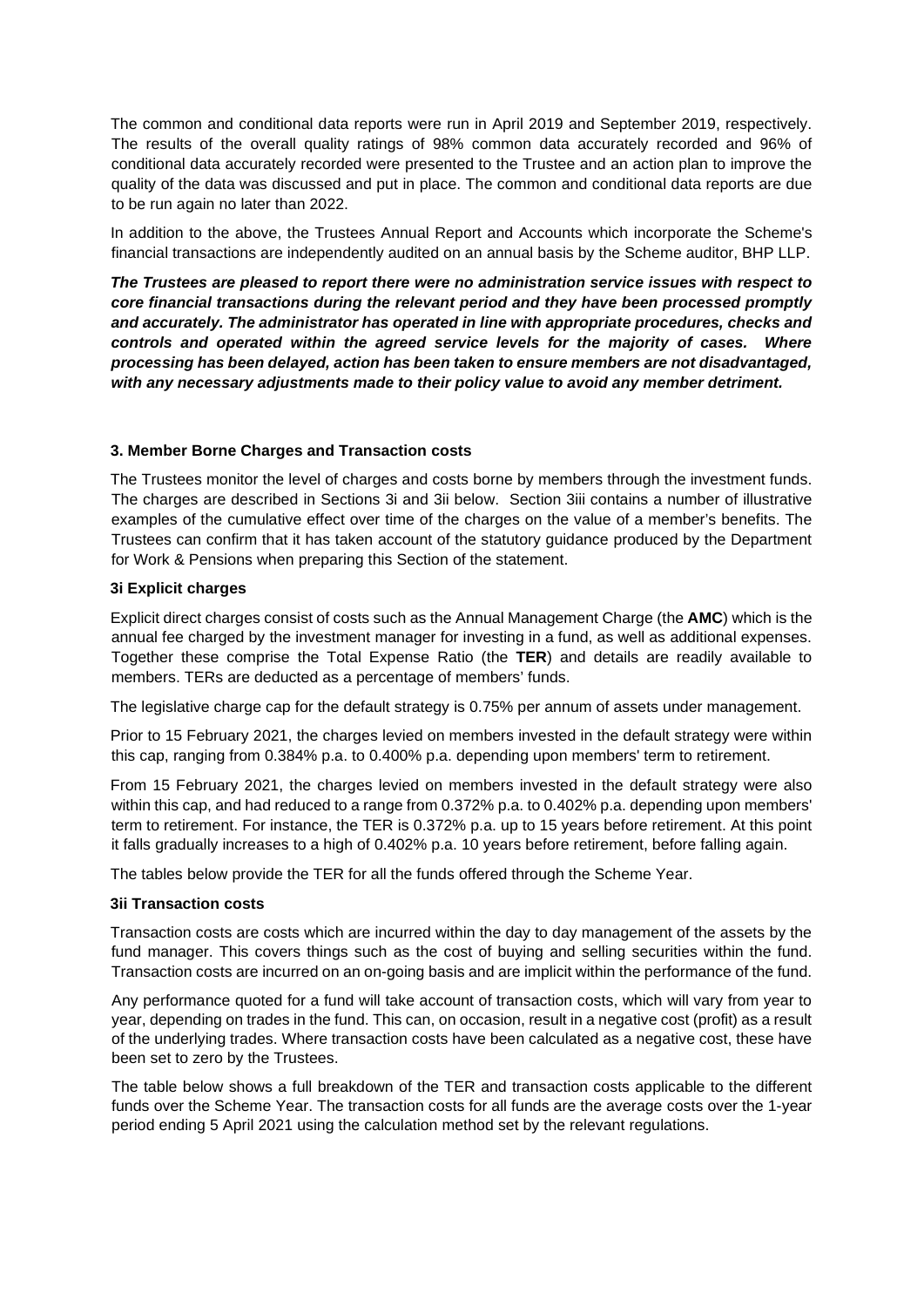The common and conditional data reports were run in April 2019 and September 2019, respectively. The results of the overall quality ratings of 98% common data accurately recorded and 96% of conditional data accurately recorded were presented to the Trustee and an action plan to improve the quality of the data was discussed and put in place. The common and conditional data reports are due to be run again no later than 2022.

In addition to the above, the Trustees Annual Report and Accounts which incorporate the Scheme's financial transactions are independently audited on an annual basis by the Scheme auditor, BHP LLP.

***The Trustees are pleased to report there were no administration service issues with respect to core financial transactions during the relevant period and they have been processed promptly and accurately. The administrator has operated in line with appropriate procedures, checks and controls and operated within the agreed service levels for the majority of cases. Where processing has been delayed, action has been taken to ensure members are not disadvantaged, with any necessary adjustments made to their policy value to avoid any member detriment.***

### 3. Member Borne Charges and Transaction costs

The Trustees monitor the level of charges and costs borne by members through the investment funds. The charges are described in Sections 3i and 3ii below. Section 3iii contains a number of illustrative examples of the cumulative effect over time of the charges on the value of a member's benefits. The Trustees can confirm that it has taken account of the statutory guidance produced by the Department for Work & Pensions when preparing this Section of the statement.

#### 3i Explicit charges

Explicit direct charges consist of costs such as the Annual Management Charge (the **AMC**) which is the annual fee charged by the investment manager for investing in a fund, as well as additional expenses. Together these comprise the Total Expense Ratio (the **TER**) and details are readily available to members. TERs are deducted as a percentage of members' funds.

The legislative charge cap for the default strategy is 0.75% per annum of assets under management.

Prior to 15 February 2021, the charges levied on members invested in the default strategy were within this cap, ranging from 0.384% p.a. to 0.400% p.a. depending upon members' term to retirement.

From 15 February 2021, the charges levied on members invested in the default strategy were also within this cap, and had reduced to a range from 0.372% p.a. to 0.402% p.a. depending upon members' term to retirement. For instance, the TER is 0.372% p.a. up to 15 years before retirement. At this point it falls gradually increases to a high of 0.402% p.a. 10 years before retirement, before falling again.

The tables below provide the TER for all the funds offered through the Scheme Year.

#### 3ii Transaction costs

Transaction costs are costs which are incurred within the day to day management of the assets by the fund manager. This covers things such as the cost of buying and selling securities within the fund. Transaction costs are incurred on an on-going basis and are implicit within the performance of the fund.

Any performance quoted for a fund will take account of transaction costs, which will vary from year to year, depending on trades in the fund. This can, on occasion, result in a negative cost (profit) as a result of the underlying trades. Where transaction costs have been calculated as a negative cost, these have been set to zero by the Trustees.

The table below shows a full breakdown of the TER and transaction costs applicable to the different funds over the Scheme Year. The transaction costs for all funds are the average costs over the 1-year period ending 5 April 2021 using the calculation method set by the relevant regulations.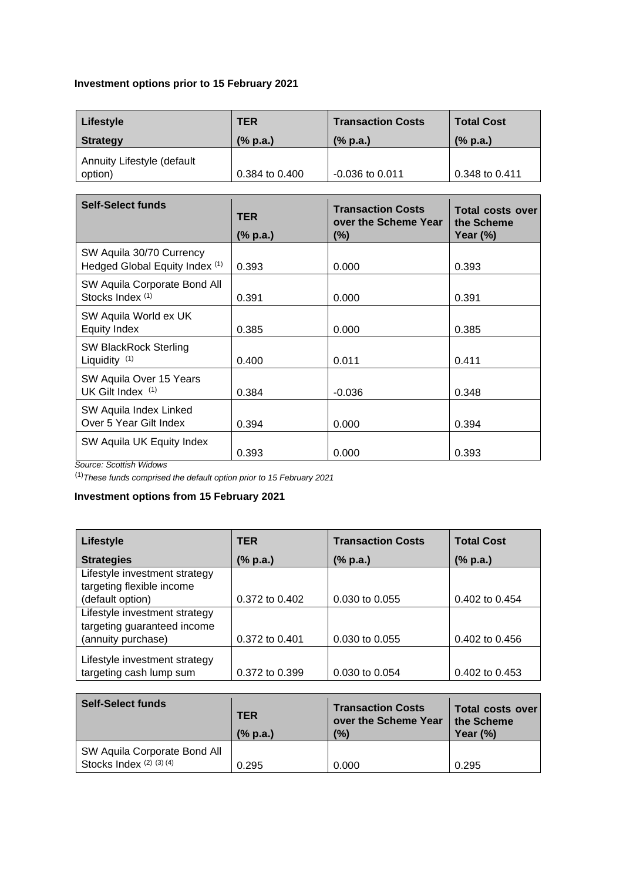**Investment options prior to 15 February 2021**

| Lifestyle Strategy | TER (% p.a.) | Transaction Costs (% p.a.) | Total Cost (% p.a.) |
|---|---|---|---|
| Annuity Lifestyle (default option) | 0.384 to 0.400 | -0.036 to 0.011 | 0.348 to 0.411 |

| Self-Select funds | TER (% p.a.) | Transaction Costs over the Scheme Year (%) | Total costs over the Scheme Year (%) |
|---|---|---|---|
| SW Aquila 30/70 Currency Hedged Global Equity Index (1) | 0.393 | 0.000 | 0.393 |
| SW Aquila Corporate Bond All Stocks Index (1) | 0.391 | 0.000 | 0.391 |
| SW Aquila World ex UK Equity Index | 0.385 | 0.000 | 0.385 |
| SW BlackRock Sterling Liquidity (1) | 0.400 | 0.011 | 0.411 |
| SW Aquila Over 15 Years UK Gilt Index (1) | 0.384 | -0.036 | 0.348 |
| SW Aquila Index Linked Over 5 Year Gilt Index | 0.394 | 0.000 | 0.394 |
| SW Aquila UK Equity Index | 0.393 | 0.000 | 0.393 |

*Source: Scottish Widows*

(1)*These funds comprised the default option prior to 15 February 2021*

**Investment options from 15 February 2021**

| Lifestyle Strategies | TER (% p.a.) | Transaction Costs (% p.a.) | Total Cost (% p.a.) |
|---|---|---|---|
| Lifestyle investment strategy targeting flexible income (default option) | 0.372 to 0.402 | 0.030 to 0.055 | 0.402 to 0.454 |
| Lifestyle investment strategy targeting guaranteed income (annuity purchase) | 0.372 to 0.401 | 0.030 to 0.055 | 0.402 to 0.456 |
| Lifestyle investment strategy targeting cash lump sum | 0.372 to 0.399 | 0.030 to 0.054 | 0.402 to 0.453 |

| Self-Select funds | TER (% p.a.) | Transaction Costs over the Scheme Year (%) | Total costs over the Scheme Year (%) |
|---|---|---|---|
| SW Aquila Corporate Bond All Stocks Index (2) (3) (4) | 0.295 | 0.000 | 0.295 |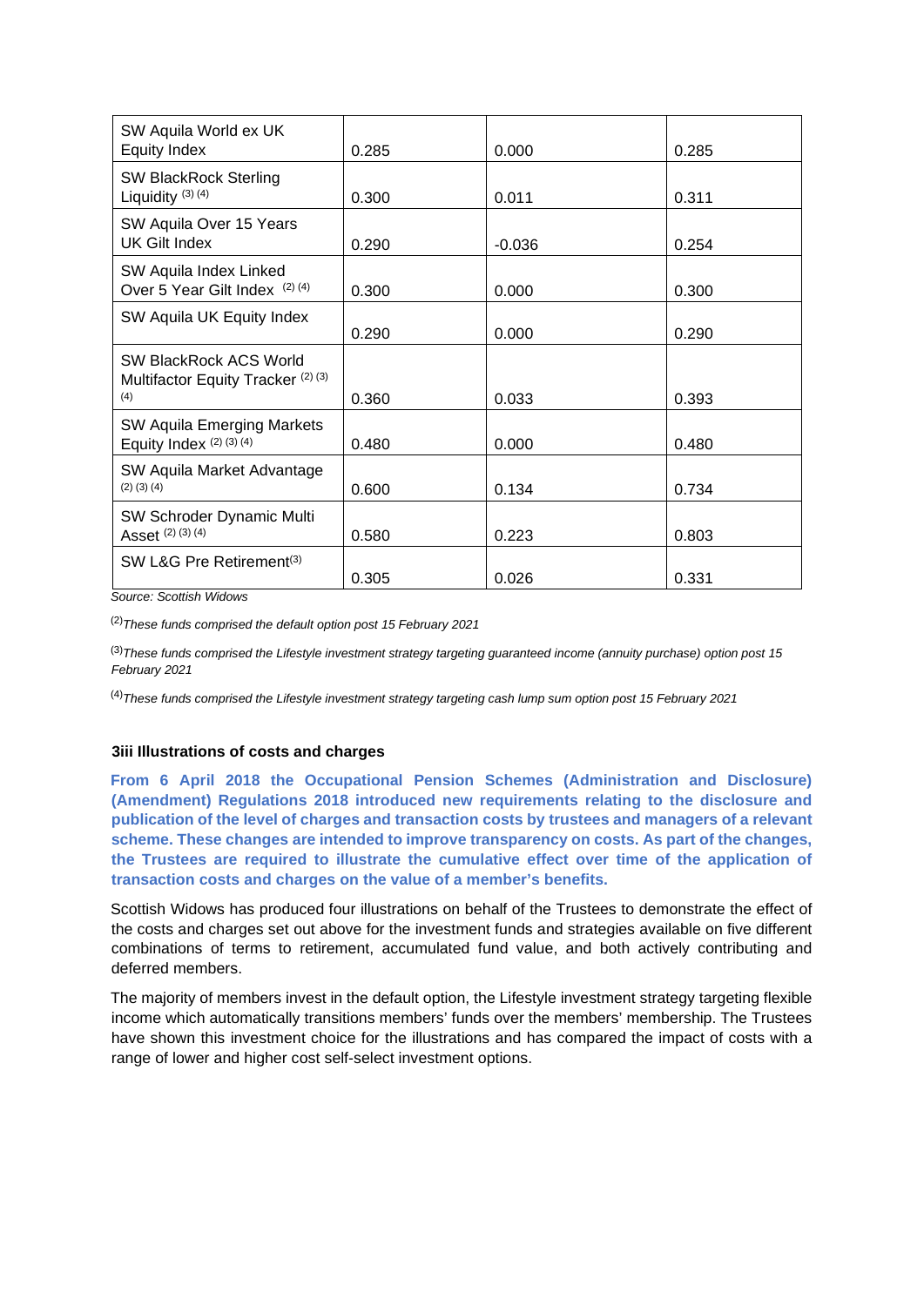| | | | |
|---|---|---|---|
| SW Aquila World ex UK Equity Index | 0.285 | 0.000 | 0.285 |
| SW BlackRock Sterling Liquidity (3) (4) | 0.300 | 0.011 | 0.311 |
| SW Aquila Over 15 Years UK Gilt Index | 0.290 | -0.036 | 0.254 |
| SW Aquila Index Linked Over 5 Year Gilt Index (2) (4) | 0.300 | 0.000 | 0.300 |
| SW Aquila UK Equity Index | 0.290 | 0.000 | 0.290 |
| SW BlackRock ACS World Multifactor Equity Tracker (2) (3) (4) | 0.360 | 0.033 | 0.393 |
| SW Aquila Emerging Markets Equity Index (2) (3) (4) | 0.480 | 0.000 | 0.480 |
| SW Aquila Market Advantage (2) (3) (4) | 0.600 | 0.134 | 0.734 |
| SW Schroder Dynamic Multi Asset (2) (3) (4) | 0.580 | 0.223 | 0.803 |
| SW L&G Pre Retirement(3) | 0.305 | 0.026 | 0.331 |

*Source: Scottish Widows*

(2)*These funds comprised the default option post 15 February 2021*

(3)*These funds comprised the Lifestyle investment strategy targeting guaranteed income (annuity purchase) option post 15 February 2021*

(4)*These funds comprised the Lifestyle investment strategy targeting cash lump sum option post 15 February 2021*

### 3iii Illustrations of costs and charges

**From 6 April 2018 the Occupational Pension Schemes (Administration and Disclosure) (Amendment) Regulations 2018 introduced new requirements relating to the disclosure and publication of the level of charges and transaction costs by trustees and managers of a relevant scheme. These changes are intended to improve transparency on costs. As part of the changes, the Trustees are required to illustrate the cumulative effect over time of the application of transaction costs and charges on the value of a member's benefits.**

Scottish Widows has produced four illustrations on behalf of the Trustees to demonstrate the effect of the costs and charges set out above for the investment funds and strategies available on five different combinations of terms to retirement, accumulated fund value, and both actively contributing and deferred members.

The majority of members invest in the default option, the Lifestyle investment strategy targeting flexible income which automatically transitions members' funds over the members' membership. The Trustees have shown this investment choice for the illustrations and has compared the impact of costs with a range of lower and higher cost self-select investment options.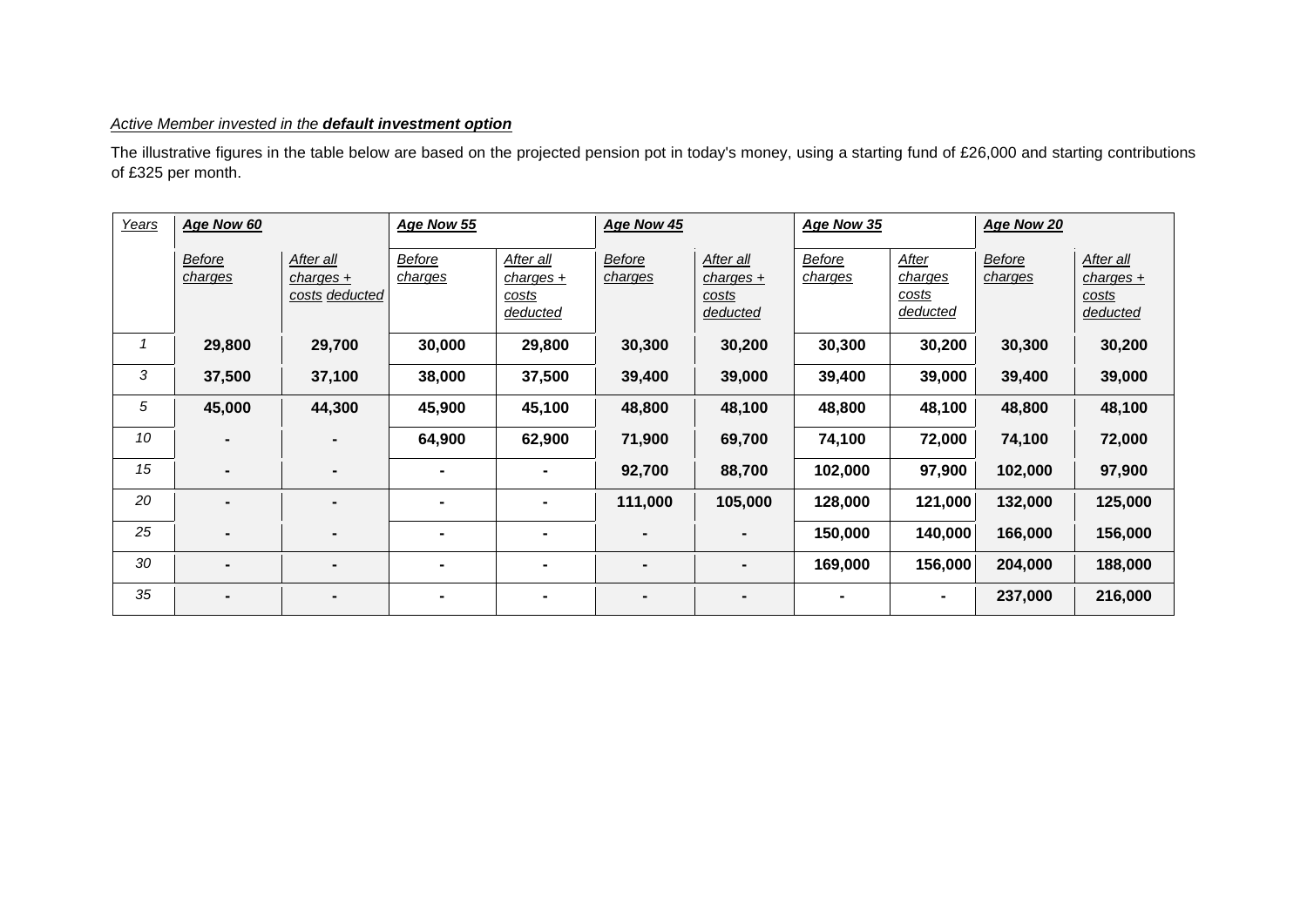*Active Member invested in the **default investment option***

The illustrative figures in the table below are based on the projected pension pot in today's money, using a starting fund of £26,000 and starting contributions of £325 per month.

| *Years* | ***Age Now 60*** | | ***Age Now 55*** | | ***Age Now 45*** | | ***Age Now 35*** | | ***Age Now 20*** | |
|---|---|---|---|---|---|---|---|---|---|---|
| | *Before charges* | *After all charges + costs deducted* | *Before charges* | *After all charges + costs deducted* | *Before charges* | *After all charges + costs deducted* | *Before charges* | *After charges costs deducted* | *Before charges* | *After all charges + costs deducted* |
| *1* | **29,800** | **29,700** | **30,000** | **29,800** | **30,300** | **30,200** | **30,300** | **30,200** | **30,300** | **30,200** |
| *3* | **37,500** | **37,100** | **38,000** | **37,500** | **39,400** | **39,000** | **39,400** | **39,000** | **39,400** | **39,000** |
| *5* | **45,000** | **44,300** | **45,900** | **45,100** | **48,800** | **48,100** | **48,800** | **48,100** | **48,800** | **48,100** |
| *10* | **-** | **-** | **64,900** | **62,900** | **71,900** | **69,700** | **74,100** | **72,000** | **74,100** | **72,000** |
| *15* | **-** | **-** | **-** | **-** | **92,700** | **88,700** | **102,000** | **97,900** | **102,000** | **97,900** |
| *20* | **-** | **-** | **-** | **-** | **111,000** | **105,000** | **128,000** | **121,000** | **132,000** | **125,000** |
| *25* | **-** | **-** | **-** | **-** | **-** | **-** | **150,000** | **140,000** | **166,000** | **156,000** |
| *30* | **-** | **-** | **-** | **-** | **-** | **-** | **169,000** | **156,000** | **204,000** | **188,000** |
| *35* | **-** | **-** | **-** | **-** | **-** | **-** | **-** | **-** | **237,000** | **216,000** |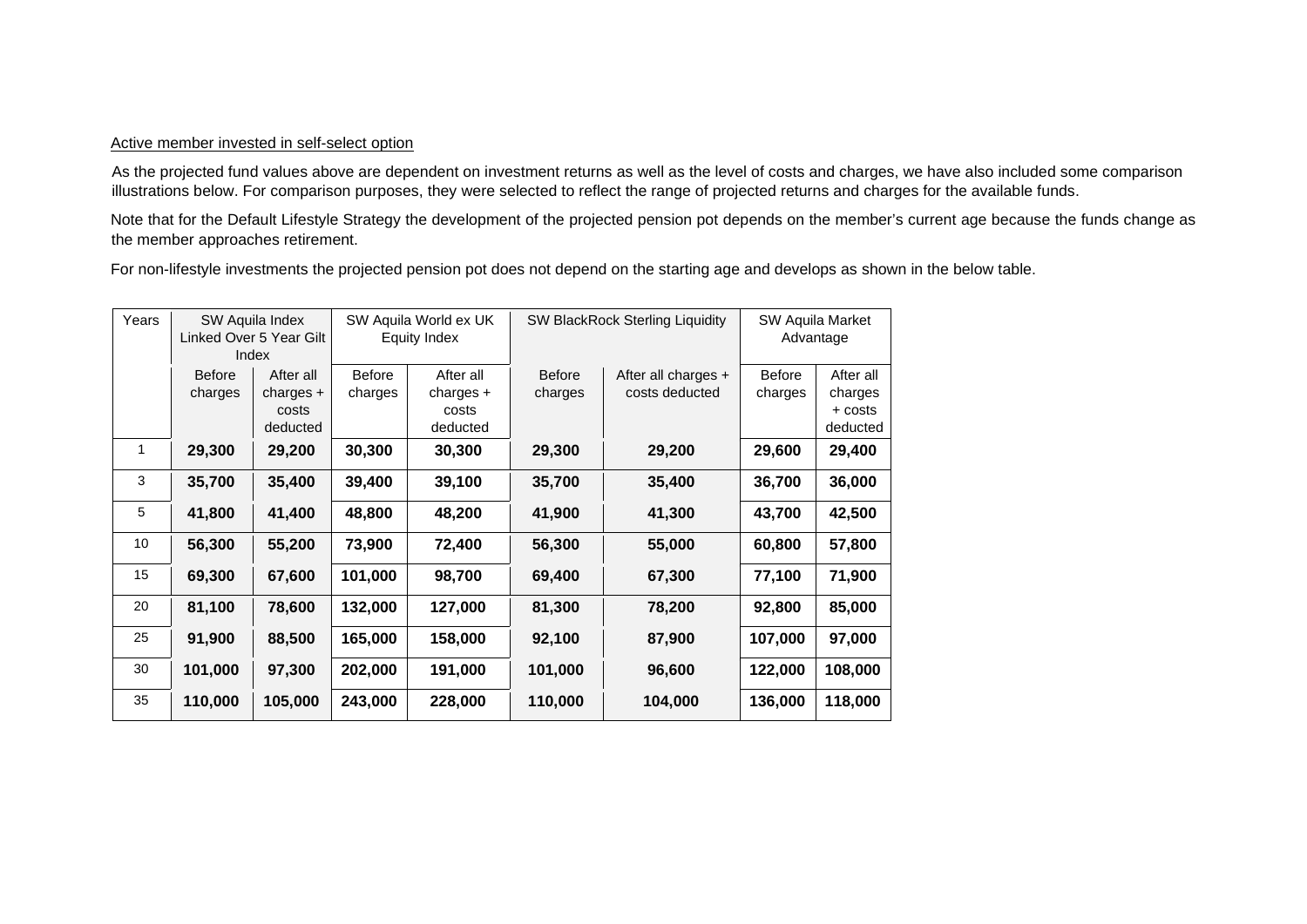Active member invested in self-select option

As the projected fund values above are dependent on investment returns as well as the level of costs and charges, we have also included some comparison illustrations below. For comparison purposes, they were selected to reflect the range of projected returns and charges for the available funds.

Note that for the Default Lifestyle Strategy the development of the projected pension pot depends on the member's current age because the funds change as the member approaches retirement.

For non-lifestyle investments the projected pension pot does not depend on the starting age and develops as shown in the below table.

| Years | SW Aquila Index Linked Over 5 Year Gilt Index | | SW Aquila World ex UK Equity Index | | SW BlackRock Sterling Liquidity | | SW Aquila Market Advantage | |
|---|---|---|---|---|---|---|---|---|
| | Before charges | After all charges + costs deducted | Before charges | After all charges + costs deducted | Before charges | After all charges + costs deducted | Before charges | After all charges + costs deducted |
| 1 | **29,300** | **29,200** | **30,300** | **30,300** | **29,300** | **29,200** | **29,600** | **29,400** |
| 3 | **35,700** | **35,400** | **39,400** | **39,100** | **35,700** | **35,400** | **36,700** | **36,000** |
| 5 | **41,800** | **41,400** | **48,800** | **48,200** | **41,900** | **41,300** | **43,700** | **42,500** |
| 10 | **56,300** | **55,200** | **73,900** | **72,400** | **56,300** | **55,000** | **60,800** | **57,800** |
| 15 | **69,300** | **67,600** | **101,000** | **98,700** | **69,400** | **67,300** | **77,100** | **71,900** |
| 20 | **81,100** | **78,600** | **132,000** | **127,000** | **81,300** | **78,200** | **92,800** | **85,000** |
| 25 | **91,900** | **88,500** | **165,000** | **158,000** | **92,100** | **87,900** | **107,000** | **97,000** |
| 30 | **101,000** | **97,300** | **202,000** | **191,000** | **101,000** | **96,600** | **122,000** | **108,000** |
| 35 | **110,000** | **105,000** | **243,000** | **228,000** | **110,000** | **104,000** | **136,000** | **118,000** |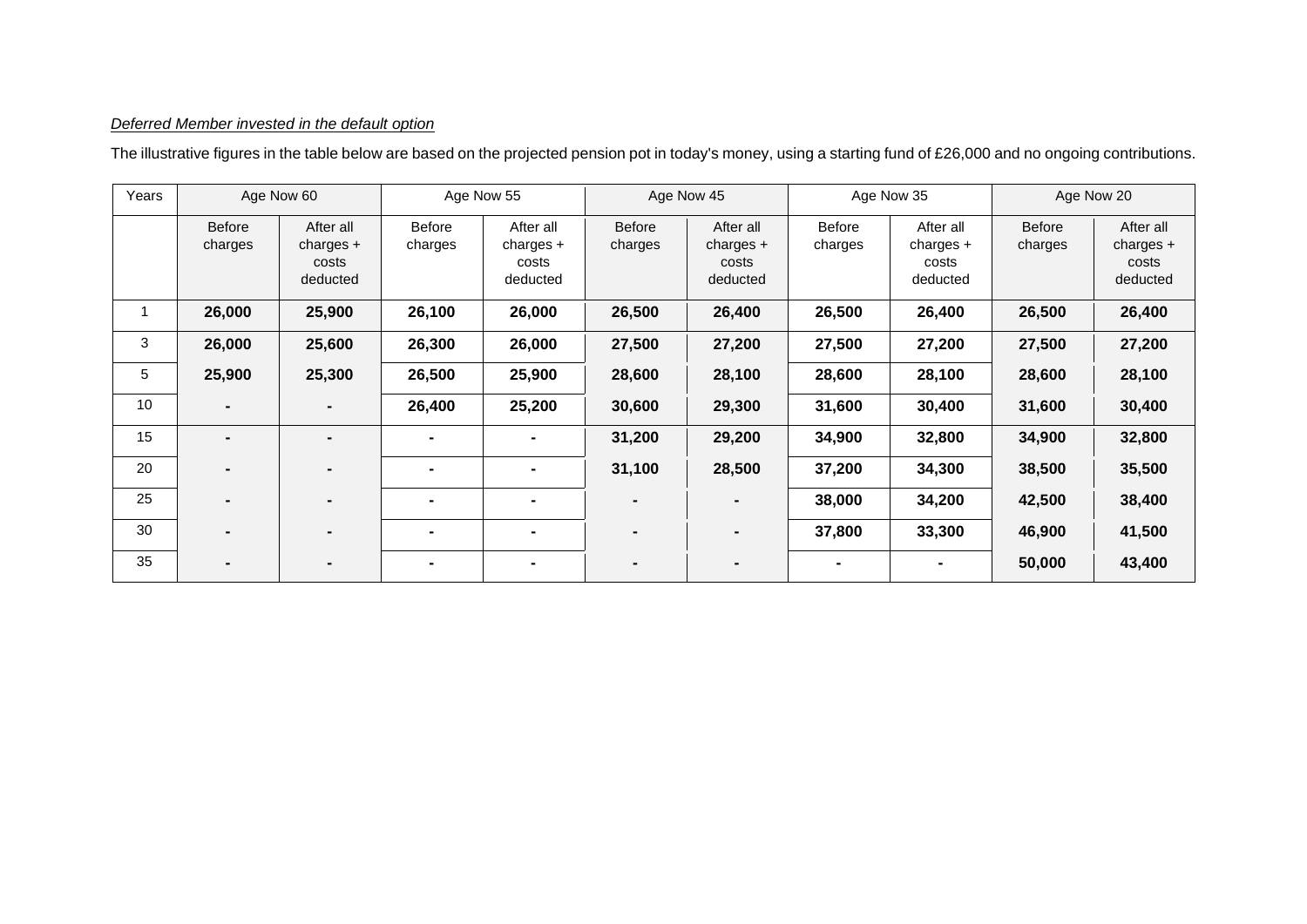*Deferred Member invested in the default option*

The illustrative figures in the table below are based on the projected pension pot in today's money, using a starting fund of £26,000 and no ongoing contributions.

| Years | Age Now 60 | | Age Now 55 | | Age Now 45 | | Age Now 35 | | Age Now 20 | |
|---|---|---|---|---|---|---|---|---|---|---|
| | Before charges | After all charges + costs deducted | Before charges | After all charges + costs deducted | Before charges | After all charges + costs deducted | Before charges | After all charges + costs deducted | Before charges | After all charges + costs deducted |
| 1 | **26,000** | **25,900** | **26,100** | **26,000** | **26,500** | **26,400** | **26,500** | **26,400** | **26,500** | **26,400** |
| 3 | **26,000** | **25,600** | **26,300** | **26,000** | **27,500** | **27,200** | **27,500** | **27,200** | **27,500** | **27,200** |
| 5 | **25,900** | **25,300** | **26,500** | **25,900** | **28,600** | **28,100** | **28,600** | **28,100** | **28,600** | **28,100** |
| 10 | **-** | **-** | **26,400** | **25,200** | **30,600** | **29,300** | **31,600** | **30,400** | **31,600** | **30,400** |
| 15 | **-** | **-** | **-** | **-** | **31,200** | **29,200** | **34,900** | **32,800** | **34,900** | **32,800** |
| 20 | **-** | **-** | **-** | **-** | **31,100** | **28,500** | **37,200** | **34,300** | **38,500** | **35,500** |
| 25 | **-** | **-** | **-** | **-** | **-** | **-** | **38,000** | **34,200** | **42,500** | **38,400** |
| 30 | **-** | **-** | **-** | **-** | **-** | **-** | **37,800** | **33,300** | **46,900** | **41,500** |
| 35 | **-** | **-** | **-** | **-** | **-** | **-** | **-** | **-** | **50,000** | **43,400** |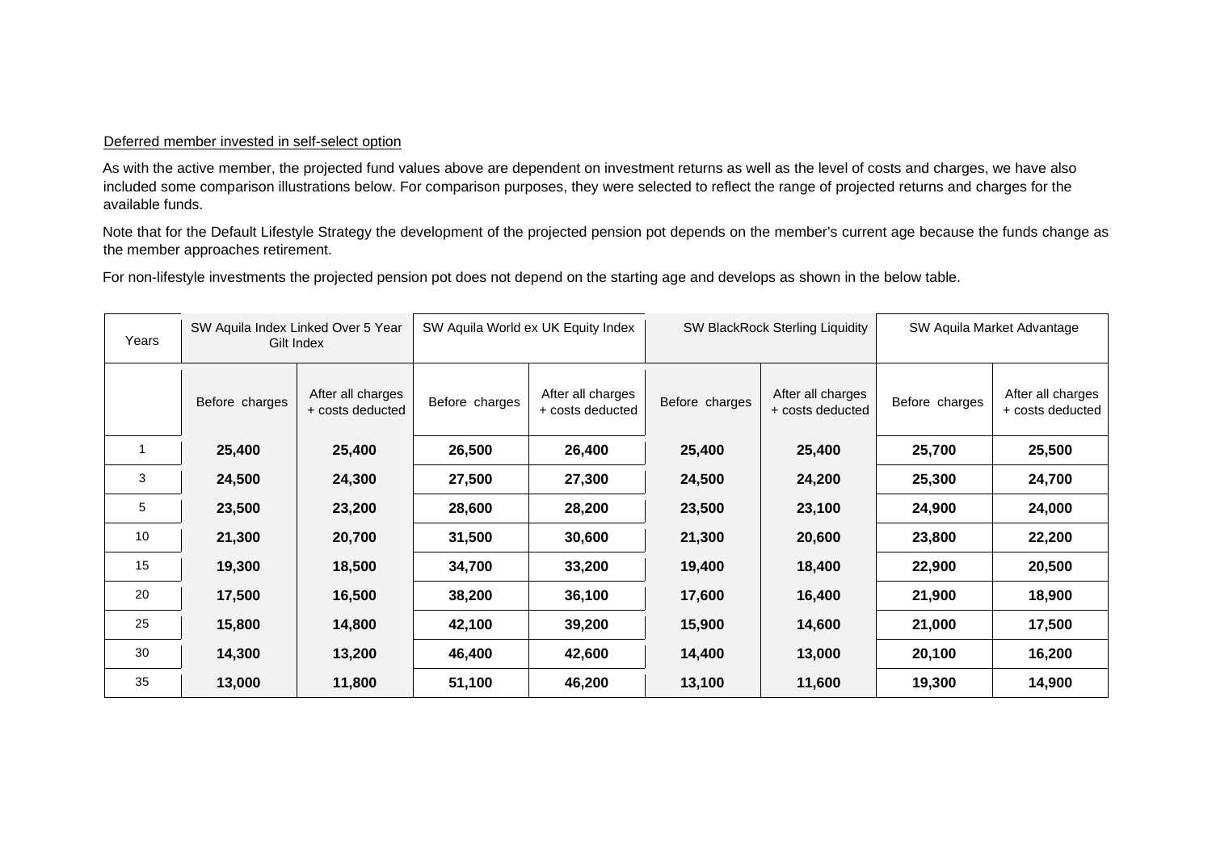<u>Deferred member invested in self-select option</u>

As with the active member, the projected fund values above are dependent on investment returns as well as the level of costs and charges, we have also included some comparison illustrations below. For comparison purposes, they were selected to reflect the range of projected returns and charges for the available funds.

Note that for the Default Lifestyle Strategy the development of the projected pension pot depends on the member's current age because the funds change as the member approaches retirement.

For non-lifestyle investments the projected pension pot does not depend on the starting age and develops as shown in the below table.

| Years | SW Aquila Index Linked Over 5 Year Gilt Index | | SW Aquila World ex UK Equity Index | | SW BlackRock Sterling Liquidity | | SW Aquila Market Advantage | |
|---|---|---|---|---|---|---|---|---|
| | Before charges | After all charges + costs deducted | Before charges | After all charges + costs deducted | Before charges | After all charges + costs deducted | Before charges | After all charges + costs deducted |
| 1 | **25,400** | **25,400** | **26,500** | **26,400** | **25,400** | **25,400** | **25,700** | **25,500** |
| 3 | **24,500** | **24,300** | **27,500** | **27,300** | **24,500** | **24,200** | **25,300** | **24,700** |
| 5 | **23,500** | **23,200** | **28,600** | **28,200** | **23,500** | **23,100** | **24,900** | **24,000** |
| 10 | **21,300** | **20,700** | **31,500** | **30,600** | **21,300** | **20,600** | **23,800** | **22,200** |
| 15 | **19,300** | **18,500** | **34,700** | **33,200** | **19,400** | **18,400** | **22,900** | **20,500** |
| 20 | **17,500** | **16,500** | **38,200** | **36,100** | **17,600** | **16,400** | **21,900** | **18,900** |
| 25 | **15,800** | **14,800** | **42,100** | **39,200** | **15,900** | **14,600** | **21,000** | **17,500** |
| 30 | **14,300** | **13,200** | **46,400** | **42,600** | **14,400** | **13,000** | **20,100** | **16,200** |
| 35 | **13,000** | **11,800** | **51,100** | **46,200** | **13,100** | **11,600** | **19,300** | **14,900** |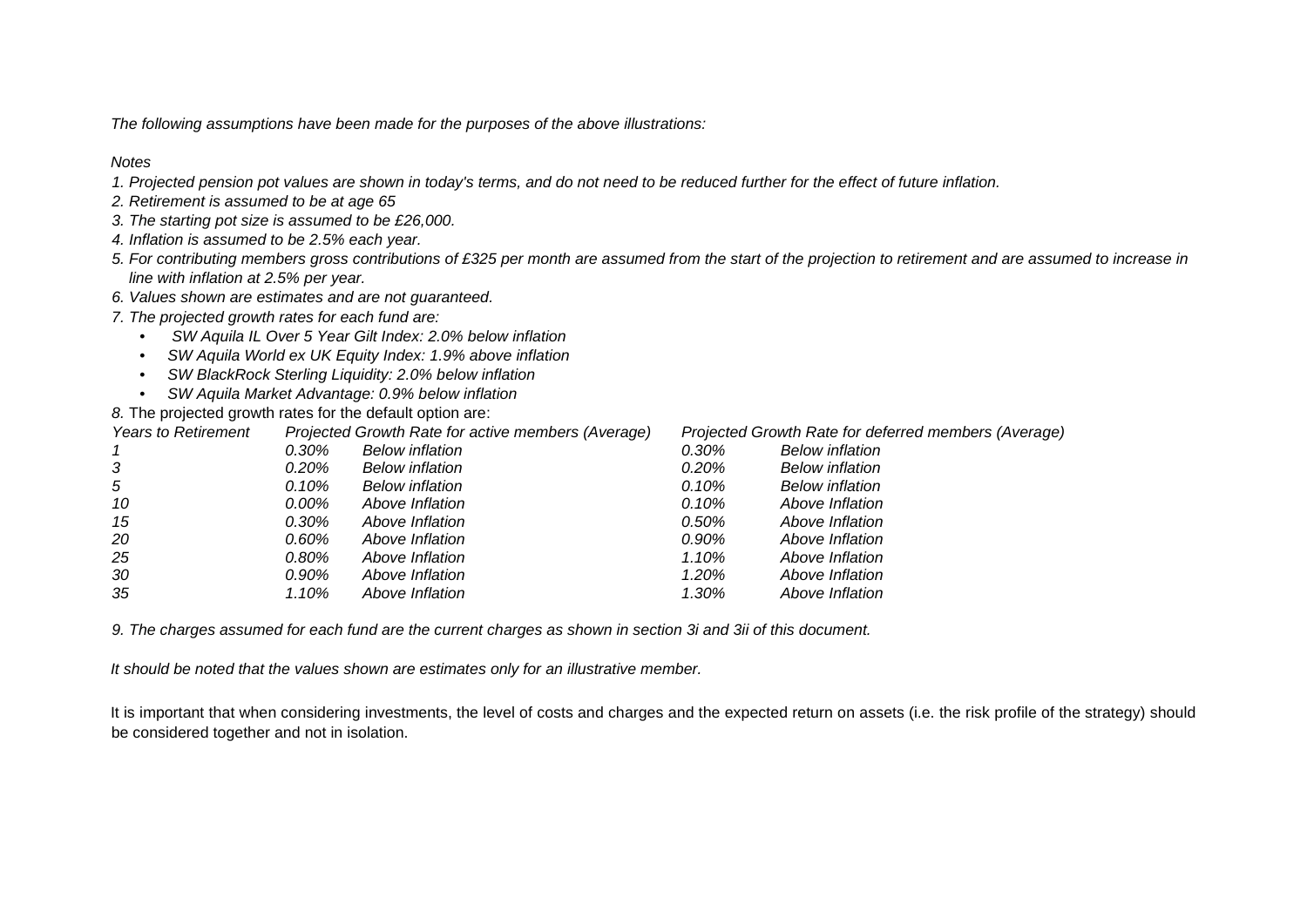*The following assumptions have been made for the purposes of the above illustrations:*

*Notes*

*1. Projected pension pot values are shown in today's terms, and do not need to be reduced further for the effect of future inflation.*

*2. Retirement is assumed to be at age 65*

*3. The starting pot size is assumed to be £26,000.*

*4. Inflation is assumed to be 2.5% each year.*

*5. For contributing members gross contributions of £325 per month are assumed from the start of the projection to retirement and are assumed to increase in line with inflation at 2.5% per year.*

*6. Values shown are estimates and are not guaranteed.*

*7. The projected growth rates for each fund are:*

- *SW Aquila IL Over 5 Year Gilt Index: 2.0% below inflation*
- *SW Aquila World ex UK Equity Index: 1.9% above inflation*
- *SW BlackRock Sterling Liquidity: 2.0% below inflation*
- *SW Aquila Market Advantage: 0.9% below inflation*

*8.* The projected growth rates for the default option are:

| *Years to Retirement* | *Projected Growth Rate for active members (Average)* | | *Projected Growth Rate for deferred members (Average)* | |
|---|---|---|---|---|
| *1* | *0.30%* | *Below inflation* | *0.30%* | *Below inflation* |
| *3* | *0.20%* | *Below inflation* | *0.20%* | *Below inflation* |
| *5* | *0.10%* | *Below inflation* | *0.10%* | *Below inflation* |
| *10* | *0.00%* | *Above Inflation* | *0.10%* | *Above Inflation* |
| *15* | *0.30%* | *Above Inflation* | *0.50%* | *Above Inflation* |
| *20* | *0.60%* | *Above Inflation* | *0.90%* | *Above Inflation* |
| *25* | *0.80%* | *Above Inflation* | *1.10%* | *Above Inflation* |
| *30* | *0.90%* | *Above Inflation* | *1.20%* | *Above Inflation* |
| *35* | *1.10%* | *Above Inflation* | *1.30%* | *Above Inflation* |

*9. The charges assumed for each fund are the current charges as shown in section 3i and 3ii of this document.*

*It should be noted that the values shown are estimates only for an illustrative member.*

It is important that when considering investments, the level of costs and charges and the expected return on assets (i.e. the risk profile of the strategy) should be considered together and not in isolation.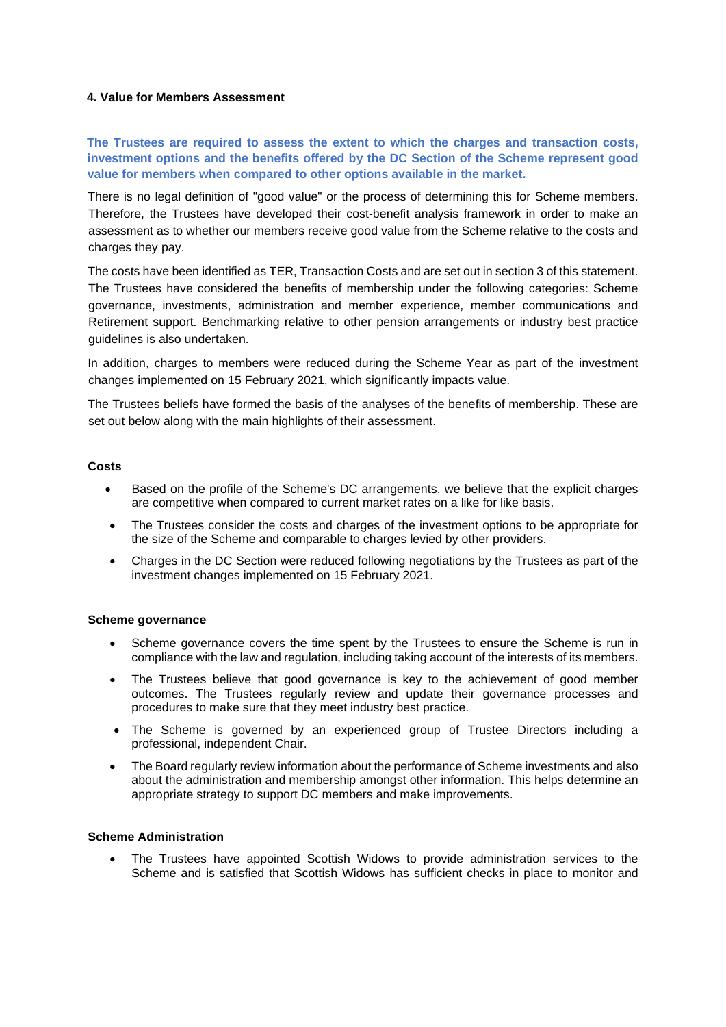#### 4. Value for Members Assessment

**The Trustees are required to assess the extent to which the charges and transaction costs, investment options and the benefits offered by the DC Section of the Scheme represent good value for members when compared to other options available in the market.**

There is no legal definition of "good value" or the process of determining this for Scheme members. Therefore, the Trustees have developed their cost-benefit analysis framework in order to make an assessment as to whether our members receive good value from the Scheme relative to the costs and charges they pay.

The costs have been identified as TER, Transaction Costs and are set out in section 3 of this statement. The Trustees have considered the benefits of membership under the following categories: Scheme governance, investments, administration and member experience, member communications and Retirement support. Benchmarking relative to other pension arrangements or industry best practice guidelines is also undertaken.

In addition, charges to members were reduced during the Scheme Year as part of the investment changes implemented on 15 February 2021, which significantly impacts value.

The Trustees beliefs have formed the basis of the analyses of the benefits of membership. These are set out below along with the main highlights of their assessment.

**Costs**

- Based on the profile of the Scheme's DC arrangements, we believe that the explicit charges are competitive when compared to current market rates on a like for like basis.
- The Trustees consider the costs and charges of the investment options to be appropriate for the size of the Scheme and comparable to charges levied by other providers.
- Charges in the DC Section were reduced following negotiations by the Trustees as part of the investment changes implemented on 15 February 2021.

**Scheme governance**

- Scheme governance covers the time spent by the Trustees to ensure the Scheme is run in compliance with the law and regulation, including taking account of the interests of its members.
- The Trustees believe that good governance is key to the achievement of good member outcomes. The Trustees regularly review and update their governance processes and procedures to make sure that they meet industry best practice.
- The Scheme is governed by an experienced group of Trustee Directors including a professional, independent Chair.
- The Board regularly review information about the performance of Scheme investments and also about the administration and membership amongst other information. This helps determine an appropriate strategy to support DC members and make improvements.

**Scheme Administration**

- The Trustees have appointed Scottish Widows to provide administration services to the Scheme and is satisfied that Scottish Widows has sufficient checks in place to monitor and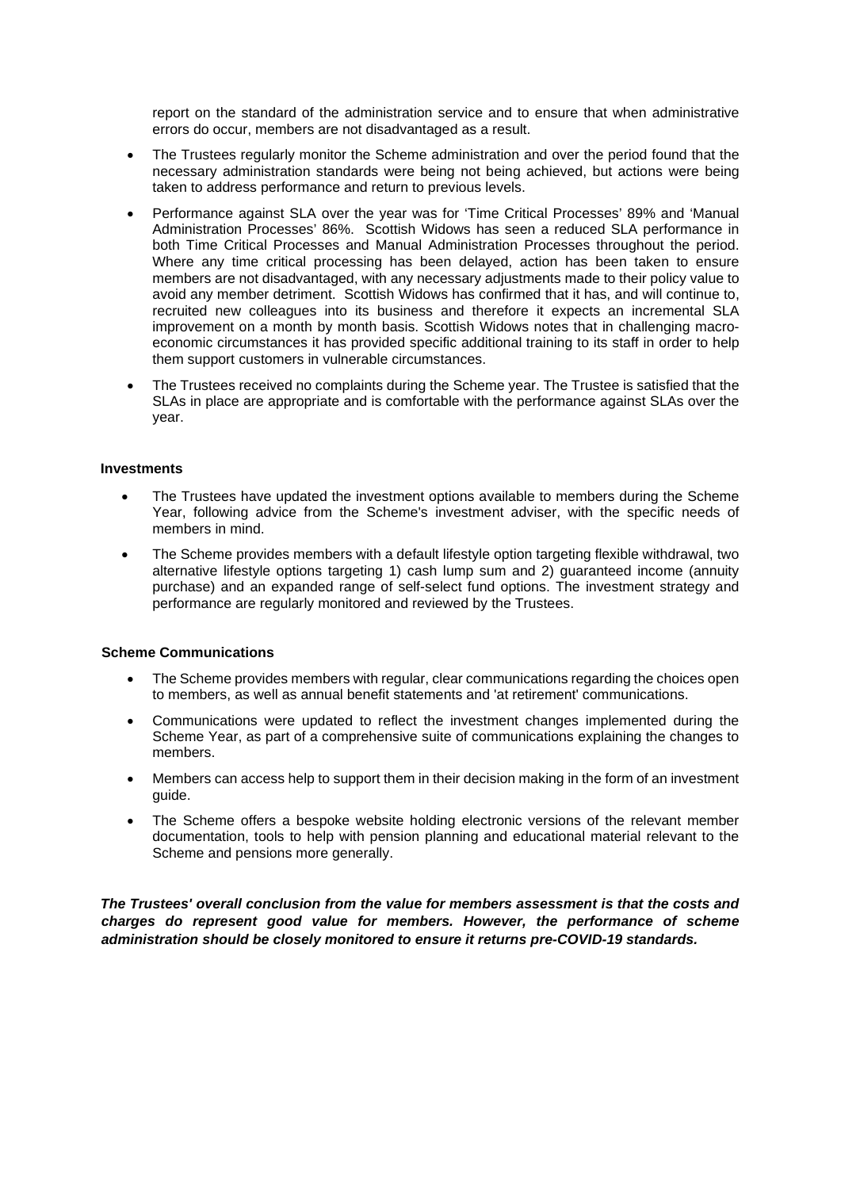report on the standard of the administration service and to ensure that when administrative errors do occur, members are not disadvantaged as a result.

- The Trustees regularly monitor the Scheme administration and over the period found that the necessary administration standards were being not being achieved, but actions were being taken to address performance and return to previous levels.
- Performance against SLA over the year was for 'Time Critical Processes' 89% and 'Manual Administration Processes' 86%. Scottish Widows has seen a reduced SLA performance in both Time Critical Processes and Manual Administration Processes throughout the period. Where any time critical processing has been delayed, action has been taken to ensure members are not disadvantaged, with any necessary adjustments made to their policy value to avoid any member detriment. Scottish Widows has confirmed that it has, and will continue to, recruited new colleagues into its business and therefore it expects an incremental SLA improvement on a month by month basis. Scottish Widows notes that in challenging macro-economic circumstances it has provided specific additional training to its staff in order to help them support customers in vulnerable circumstances.
- The Trustees received no complaints during the Scheme year. The Trustee is satisfied that the SLAs in place are appropriate and is comfortable with the performance against SLAs over the year.

**Investments**

- The Trustees have updated the investment options available to members during the Scheme Year, following advice from the Scheme's investment adviser, with the specific needs of members in mind.
- The Scheme provides members with a default lifestyle option targeting flexible withdrawal, two alternative lifestyle options targeting 1) cash lump sum and 2) guaranteed income (annuity purchase) and an expanded range of self-select fund options. The investment strategy and performance are regularly monitored and reviewed by the Trustees.

**Scheme Communications**

- The Scheme provides members with regular, clear communications regarding the choices open to members, as well as annual benefit statements and 'at retirement' communications.
- Communications were updated to reflect the investment changes implemented during the Scheme Year, as part of a comprehensive suite of communications explaining the changes to members.
- Members can access help to support them in their decision making in the form of an investment guide.
- The Scheme offers a bespoke website holding electronic versions of the relevant member documentation, tools to help with pension planning and educational material relevant to the Scheme and pensions more generally.

***The Trustees' overall conclusion from the value for members assessment is that the costs and charges do represent good value for members. However, the performance of scheme administration should be closely monitored to ensure it returns pre-COVID-19 standards.***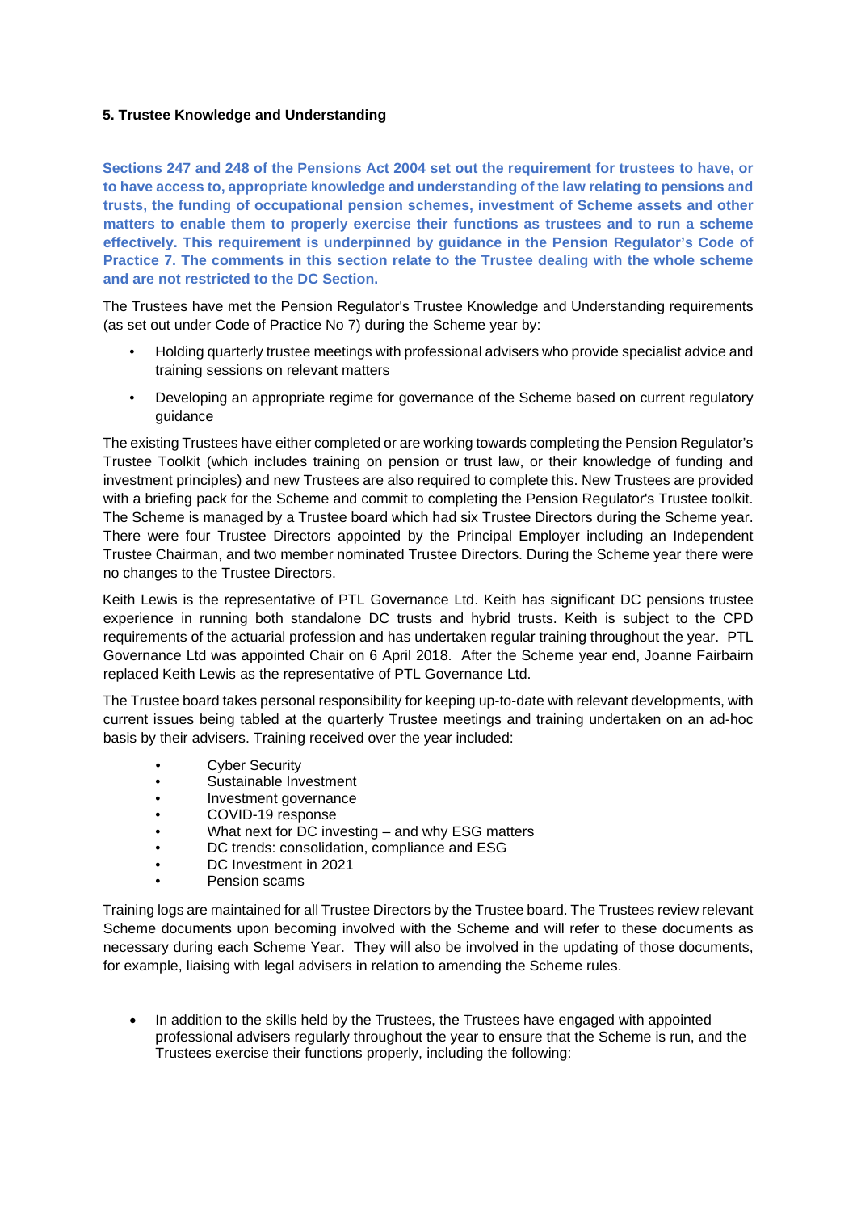#### 5. Trustee Knowledge and Understanding

**Sections 247 and 248 of the Pensions Act 2004 set out the requirement for trustees to have, or to have access to, appropriate knowledge and understanding of the law relating to pensions and trusts, the funding of occupational pension schemes, investment of Scheme assets and other matters to enable them to properly exercise their functions as trustees and to run a scheme effectively. This requirement is underpinned by guidance in the Pension Regulator's Code of Practice 7. The comments in this section relate to the Trustee dealing with the whole scheme and are not restricted to the DC Section.**

The Trustees have met the Pension Regulator's Trustee Knowledge and Understanding requirements (as set out under Code of Practice No 7) during the Scheme year by:

- Holding quarterly trustee meetings with professional advisers who provide specialist advice and training sessions on relevant matters
- Developing an appropriate regime for governance of the Scheme based on current regulatory guidance

The existing Trustees have either completed or are working towards completing the Pension Regulator's Trustee Toolkit (which includes training on pension or trust law, or their knowledge of funding and investment principles) and new Trustees are also required to complete this. New Trustees are provided with a briefing pack for the Scheme and commit to completing the Pension Regulator's Trustee toolkit. The Scheme is managed by a Trustee board which had six Trustee Directors during the Scheme year. There were four Trustee Directors appointed by the Principal Employer including an Independent Trustee Chairman, and two member nominated Trustee Directors. During the Scheme year there were no changes to the Trustee Directors.

Keith Lewis is the representative of PTL Governance Ltd. Keith has significant DC pensions trustee experience in running both standalone DC trusts and hybrid trusts. Keith is subject to the CPD requirements of the actuarial profession and has undertaken regular training throughout the year. PTL Governance Ltd was appointed Chair on 6 April 2018. After the Scheme year end, Joanne Fairbairn replaced Keith Lewis as the representative of PTL Governance Ltd.

The Trustee board takes personal responsibility for keeping up-to-date with relevant developments, with current issues being tabled at the quarterly Trustee meetings and training undertaken on an ad-hoc basis by their advisers. Training received over the year included:

- Cyber Security
- Sustainable Investment
- Investment governance
- COVID-19 response
- What next for DC investing – and why ESG matters
- DC trends: consolidation, compliance and ESG
- DC Investment in 2021
- Pension scams

Training logs are maintained for all Trustee Directors by the Trustee board. The Trustees review relevant Scheme documents upon becoming involved with the Scheme and will refer to these documents as necessary during each Scheme Year. They will also be involved in the updating of those documents, for example, liaising with legal advisers in relation to amending the Scheme rules.

- In addition to the skills held by the Trustees, the Trustees have engaged with appointed professional advisers regularly throughout the year to ensure that the Scheme is run, and the Trustees exercise their functions properly, including the following: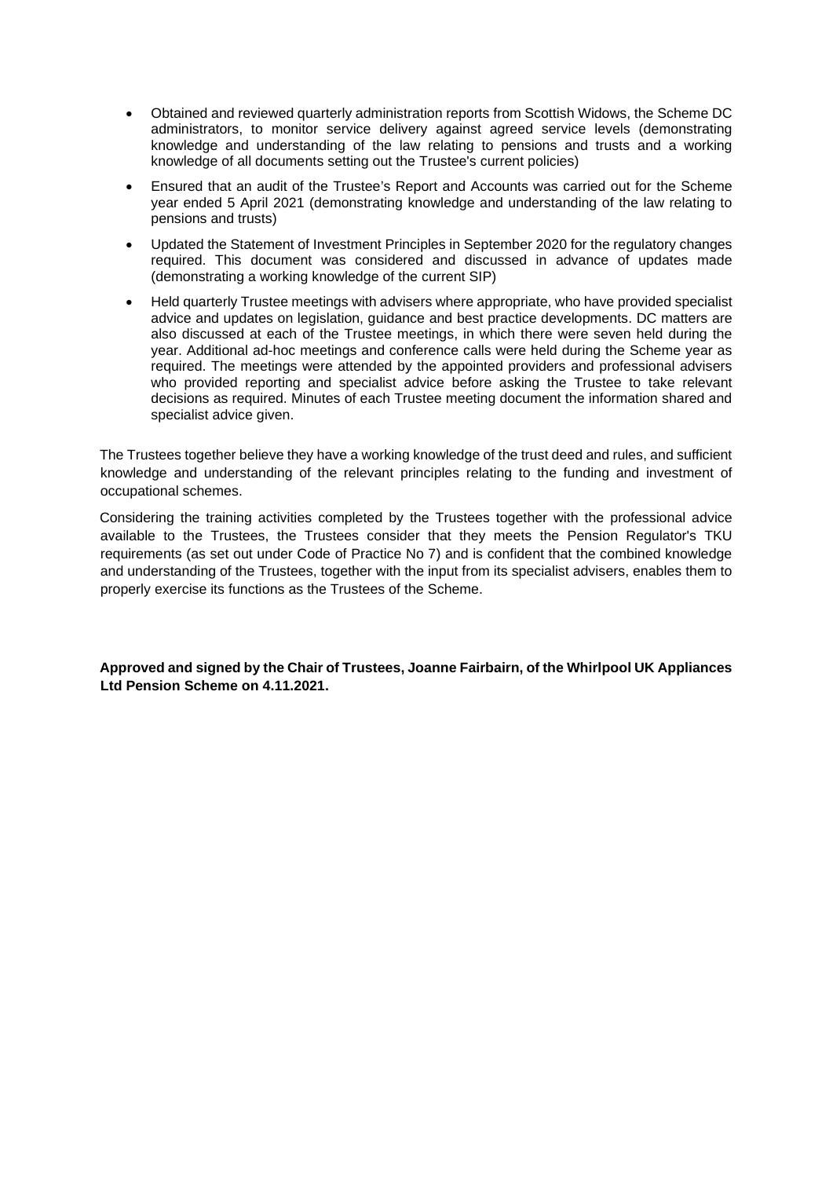- Obtained and reviewed quarterly administration reports from Scottish Widows, the Scheme DC administrators, to monitor service delivery against agreed service levels (demonstrating knowledge and understanding of the law relating to pensions and trusts and a working knowledge of all documents setting out the Trustee's current policies)
- Ensured that an audit of the Trustee's Report and Accounts was carried out for the Scheme year ended 5 April 2021 (demonstrating knowledge and understanding of the law relating to pensions and trusts)
- Updated the Statement of Investment Principles in September 2020 for the regulatory changes required. This document was considered and discussed in advance of updates made (demonstrating a working knowledge of the current SIP)
- Held quarterly Trustee meetings with advisers where appropriate, who have provided specialist advice and updates on legislation, guidance and best practice developments. DC matters are also discussed at each of the Trustee meetings, in which there were seven held during the year. Additional ad-hoc meetings and conference calls were held during the Scheme year as required. The meetings were attended by the appointed providers and professional advisers who provided reporting and specialist advice before asking the Trustee to take relevant decisions as required. Minutes of each Trustee meeting document the information shared and specialist advice given.

The Trustees together believe they have a working knowledge of the trust deed and rules, and sufficient knowledge and understanding of the relevant principles relating to the funding and investment of occupational schemes.

Considering the training activities completed by the Trustees together with the professional advice available to the Trustees, the Trustees consider that they meets the Pension Regulator's TKU requirements (as set out under Code of Practice No 7) and is confident that the combined knowledge and understanding of the Trustees, together with the input from its specialist advisers, enables them to properly exercise its functions as the Trustees of the Scheme.

**Approved and signed by the Chair of Trustees, Joanne Fairbairn, of the Whirlpool UK Appliances Ltd Pension Scheme on 4.11.2021.**